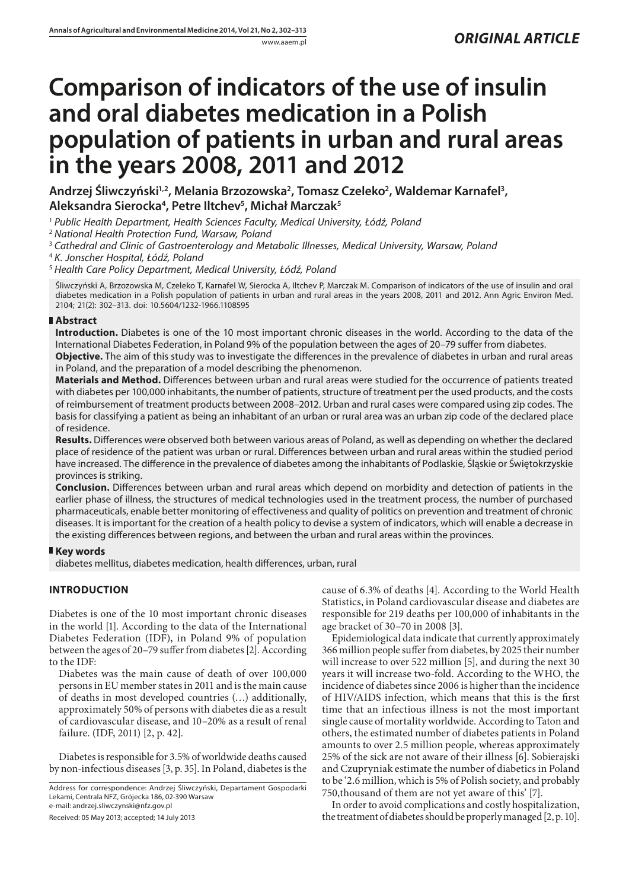*ORIGINAL ARTICLE*

# Comparison of indicators of the use of insulin and oral diabetes medication in a Polish population of patients in urban and rural areas in the years 2008, 2011 and 2012

**Andrzej Śliwczyński[1,2], Melania Brzozowska[2], Tomasz Czeleko[2], Waldemar Karnafel[3], Aleksandra Sierocka[4], Petre Iltchev[5], Michał Marczak[5]**

[1] *Public Health Department, Health Sciences Faculty, Medical University, Łódź, Poland*
[2] *National Health Protection Fund, Warsaw, Poland*
[3] *Cathedral and Clinic of Gastroenterology and Metabolic Illnesses, Medical University, Warsaw, Poland*
[4] *K. Jonscher Hospital, Łódź, Poland*
[5] *Health Care Policy Department, Medical University, Łódź, Poland*

Śliwczyński A, Brzozowska M, Czeleko T, Karnafel W, Sierocka A, Iltchev P, Marczak M. Comparison of indicators of the use of insulin and oral diabetes medication in a Polish population of patients in urban and rural areas in the years 2008, 2011 and 2012. Ann Agric Environ Med. 2104; 21(2): 302–313. doi: 10.5604/1232-1966.1108595

## Abstract

**Introduction.** Diabetes is one of the 10 most important chronic diseases in the world. According to the data of the International Diabetes Federation, in Poland 9% of the population between the ages of 20–79 suffer from diabetes.

**Objective.** The aim of this study was to investigate the differences in the prevalence of diabetes in urban and rural areas in Poland, and the preparation of a model describing the phenomenon.

**Materials and Method.** Differences between urban and rural areas were studied for the occurrence of patients treated with diabetes per 100,000 inhabitants, the number of patients, structure of treatment per the used products, and the costs of reimbursement of treatment products between 2008–2012. Urban and rural cases were compared using zip codes. The basis for classifying a patient as being an inhabitant of an urban or rural area was an urban zip code of the declared place of residence.

**Results.** Differences were observed both between various areas of Poland, as well as depending on whether the declared place of residence of the patient was urban or rural. Differences between urban and rural areas within the studied period have increased. The difference in the prevalence of diabetes among the inhabitants of Podlaskie, Śląskie or Świętokrzyskie provinces is striking.

**Conclusion.** Differences between urban and rural areas which depend on morbidity and detection of patients in the earlier phase of illness, the structures of medical technologies used in the treatment process, the number of purchased pharmaceuticals, enable better monitoring of effectiveness and quality of politics on prevention and treatment of chronic diseases. It is important for the creation of a health policy to devise a system of indicators, which will enable a decrease in the existing differences between regions, and between the urban and rural areas within the provinces.

## Key words

diabetes mellitus, diabetes medication, health differences, urban, rural

## INTRODUCTION

Diabetes is one of the 10 most important chronic diseases in the world [1]. According to the data of the International Diabetes Federation (IDF), in Poland 9% of population between the ages of 20–79 suffer from diabetes [2]. According to the IDF:

> Diabetes was the main cause of death of over 100,000 persons in EU member states in 2011 and is the main cause of deaths in most developed countries (…) additionally, approximately 50% of persons with diabetes die as a result of cardiovascular disease, and 10–20% as a result of renal failure. (IDF, 2011) [2, p. 42].

Diabetes is responsible for 3.5% of worldwide deaths caused by non-infectious diseases [3, p. 35]. In Poland, diabetes is the cause of 6.3% of deaths [4]. According to the World Health Statistics, in Poland cardiovascular disease and diabetes are responsible for 219 deaths per 100,000 of inhabitants in the age bracket of 30–70 in 2008 [3].

Epidemiological data indicate that currently approximately 366 million people suffer from diabetes, by 2025 their number will increase to over 522 million [5], and during the next 30 years it will increase two-fold. According to the WHO, the incidence of diabetes since 2006 is higher than the incidence of HIV/AIDS infection, which means that this is the first time that an infectious illness is not the most important single cause of mortality worldwide. According to Taton and others, the estimated number of diabetes patients in Poland amounts to over 2.5 million people, whereas approximately 25% of the sick are not aware of their illness [6]. Sobierajski and Czupryniak estimate the number of diabetics in Poland to be '2.6 million, which is 5% of Polish society, and probably 750,thousand of them are not yet aware of this' [7].

In order to avoid complications and costly hospitalization, the treatment of diabetes should be properly managed [2, p. 10].

Address for correspondence: Andrzej Śliwczyński, Departament Gospodarki Lekami, Centrala NFZ, Grójecka 186, 02-390 Warsaw
e-mail: andrzej.sliwczynski@nfz.gov.pl

Received: 05 May 2013; accepted; 14 July 2013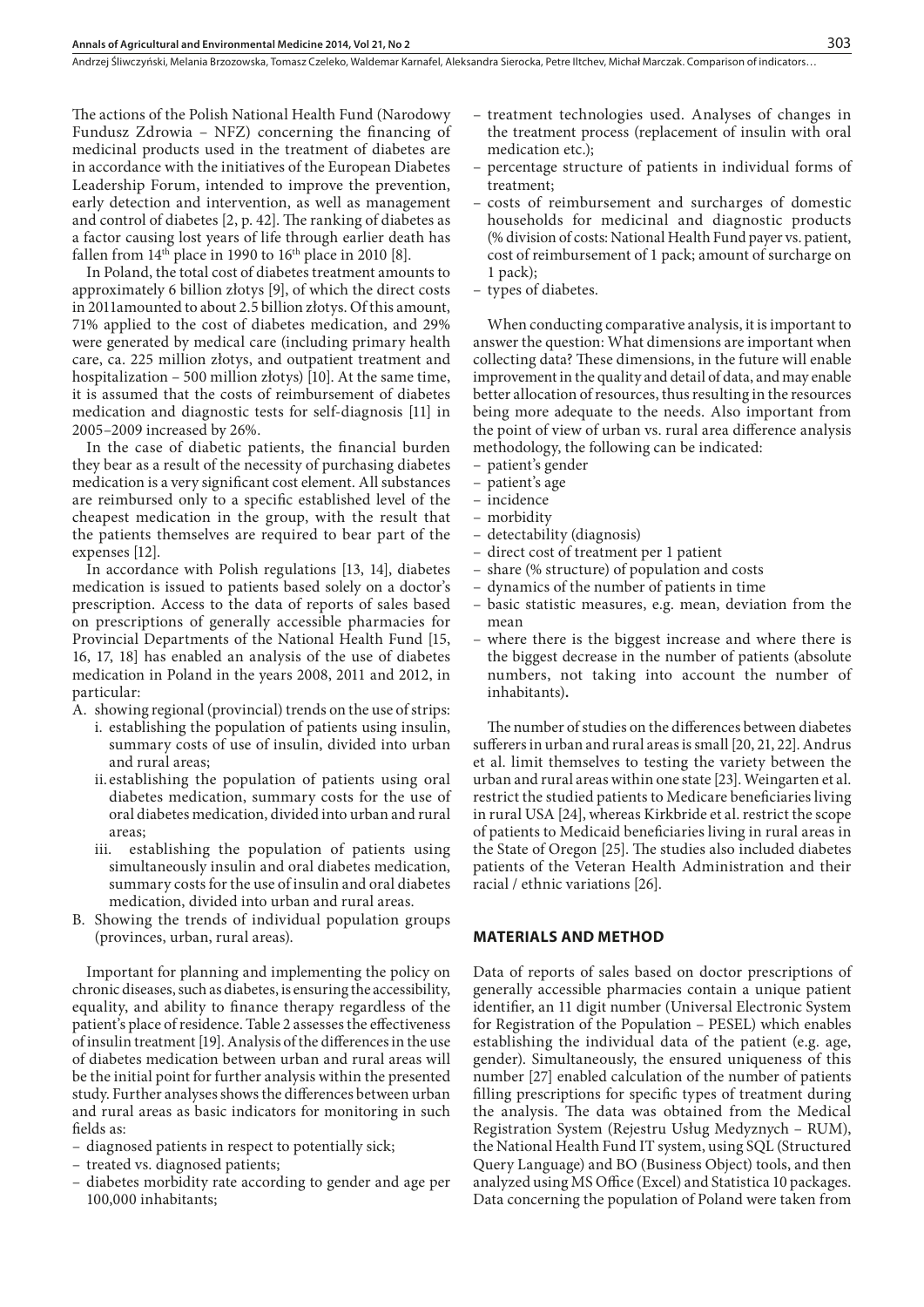The actions of the Polish National Health Fund (Narodowy Fundusz Zdrowia – NFZ) concerning the financing of medicinal products used in the treatment of diabetes are in accordance with the initiatives of the European Diabetes Leadership Forum, intended to improve the prevention, early detection and intervention, as well as management and control of diabetes [2, p. 42]. The ranking of diabetes as a factor causing lost years of life through earlier death has fallen from 14th place in 1990 to 16th place in 2010 [8].

In Poland, the total cost of diabetes treatment amounts to approximately 6 billion złotys [9], of which the direct costs in 2011amounted to about 2.5 billion złotys. Of this amount, 71% applied to the cost of diabetes medication, and 29% were generated by medical care (including primary health care, ca. 225 million złotys, and outpatient treatment and hospitalization – 500 million złotys) [10]. At the same time, it is assumed that the costs of reimbursement of diabetes medication and diagnostic tests for self-diagnosis [11] in 2005–2009 increased by 26%.

In the case of diabetic patients, the financial burden they bear as a result of the necessity of purchasing diabetes medication is a very significant cost element. All substances are reimbursed only to a specific established level of the cheapest medication in the group, with the result that the patients themselves are required to bear part of the expenses [12].

In accordance with Polish regulations [13, 14], diabetes medication is issued to patients based solely on a doctor's prescription. Access to the data of reports of sales based on prescriptions of generally accessible pharmacies for Provincial Departments of the National Health Fund [15, 16, 17, 18] has enabled an analysis of the use of diabetes medication in Poland in the years 2008, 2011 and 2012, in particular:

A. showing regional (provincial) trends on the use of strips:
   i. establishing the population of patients using insulin, summary costs of use of insulin, divided into urban and rural areas;
   ii. establishing the population of patients using oral diabetes medication, summary costs for the use of oral diabetes medication, divided into urban and rural areas;
   iii. establishing the population of patients using simultaneously insulin and oral diabetes medication, summary costs for the use of insulin and oral diabetes medication, divided into urban and rural areas.
B. Showing the trends of individual population groups (provinces, urban, rural areas).

Important for planning and implementing the policy on chronic diseases, such as diabetes, is ensuring the accessibility, equality, and ability to finance therapy regardless of the patient's place of residence. Table 2 assesses the effectiveness of insulin treatment [19]. Analysis of the differences in the use of diabetes medication between urban and rural areas will be the initial point for further analysis within the presented study. Further analyses shows the differences between urban and rural areas as basic indicators for monitoring in such fields as:

- diagnosed patients in respect to potentially sick;
- treated vs. diagnosed patients;
- diabetes morbidity rate according to gender and age per 100,000 inhabitants;
- treatment technologies used. Analyses of changes in the treatment process (replacement of insulin with oral medication etc.);
- percentage structure of patients in individual forms of treatment;
- costs of reimbursement and surcharges of domestic households for medicinal and diagnostic products (% division of costs: National Health Fund payer vs. patient, cost of reimbursement of 1 pack; amount of surcharge on 1 pack);
- types of diabetes.

When conducting comparative analysis, it is important to answer the question: What dimensions are important when collecting data? These dimensions, in the future will enable improvement in the quality and detail of data, and may enable better allocation of resources, thus resulting in the resources being more adequate to the needs. Also important from the point of view of urban vs. rural area difference analysis methodology, the following can be indicated:

- patient's gender
- patient's age
- incidence
- morbidity
- detectability (diagnosis)
- direct cost of treatment per 1 patient
- share (% structure) of population and costs
- dynamics of the number of patients in time
- basic statistic measures, e.g. mean, deviation from the mean
- where there is the biggest increase and where there is the biggest decrease in the number of patients (absolute numbers, not taking into account the number of inhabitants).

The number of studies on the differences between diabetes sufferers in urban and rural areas is small [20, 21, 22]. Andrus et al. limit themselves to testing the variety between the urban and rural areas within one state [23]. Weingarten et al. restrict the studied patients to Medicare beneficiaries living in rural USA [24], whereas Kirkbride et al. restrict the scope of patients to Medicaid beneficiaries living in rural areas in the State of Oregon [25]. The studies also included diabetes patients of the Veteran Health Administration and their racial / ethnic variations [26].

## MATERIALS AND METHOD

Data of reports of sales based on doctor prescriptions of generally accessible pharmacies contain a unique patient identifier, an 11 digit number (Universal Electronic System for Registration of the Population – PESEL) which enables establishing the individual data of the patient (e.g. age, gender). Simultaneously, the ensured uniqueness of this number [27] enabled calculation of the number of patients filling prescriptions for specific types of treatment during the analysis. The data was obtained from the Medical Registration System (Rejestru Usług Medyznych – RUM), the National Health Fund IT system, using SQL (Structured Query Language) and BO (Business Object) tools, and then analyzed using MS Office (Excel) and Statistica 10 packages. Data concerning the population of Poland were taken from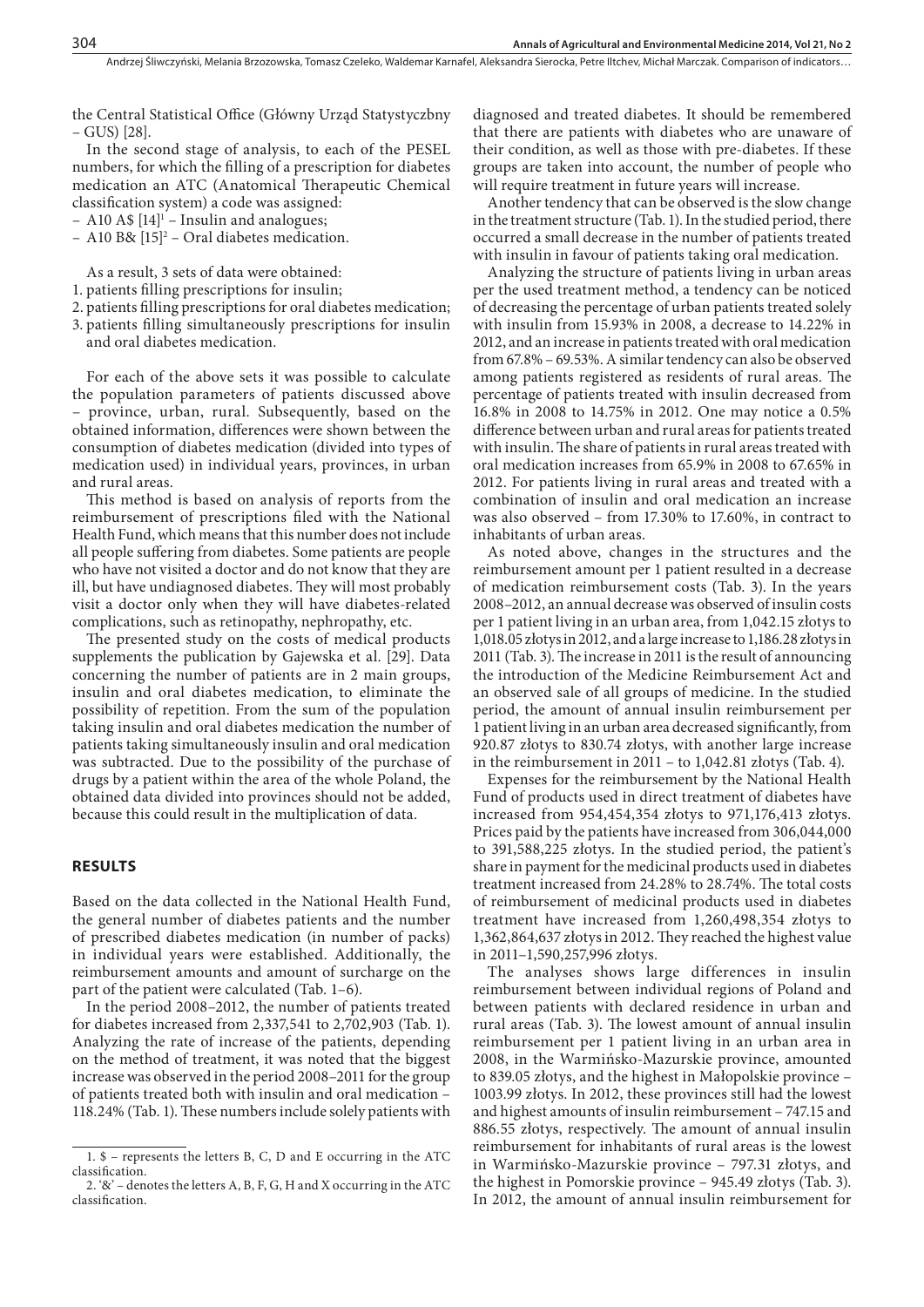the Central Statistical Office (Główny Urząd Statystyczbny – GUS) [28].

In the second stage of analysis, to each of the PESEL numbers, for which the filling of a prescription for diabetes medication an ATC (Anatomical Therapeutic Chemical classification system) a code was assigned:

- A10 A$ [14][1] – Insulin and analogues;
- A10 B& [15][2] – Oral diabetes medication.

As a result, 3 sets of data were obtained:

1. patients filling prescriptions for insulin;
2. patients filling prescriptions for oral diabetes medication;
3. patients filling simultaneously prescriptions for insulin and oral diabetes medication.

For each of the above sets it was possible to calculate the population parameters of patients discussed above – province, urban, rural. Subsequently, based on the obtained information, differences were shown between the consumption of diabetes medication (divided into types of medication used) in individual years, provinces, in urban and rural areas.

This method is based on analysis of reports from the reimbursement of prescriptions filed with the National Health Fund, which means that this number does not include all people suffering from diabetes. Some patients are people who have not visited a doctor and do not know that they are ill, but have undiagnosed diabetes. They will most probably visit a doctor only when they will have diabetes-related complications, such as retinopathy, nephropathy, etc.

The presented study on the costs of medical products supplements the publication by Gajewska et al. [29]. Data concerning the number of patients are in 2 main groups, insulin and oral diabetes medication, to eliminate the possibility of repetition. From the sum of the population taking insulin and oral diabetes medication the number of patients taking simultaneously insulin and oral medication was subtracted. Due to the possibility of the purchase of drugs by a patient within the area of the whole Poland, the obtained data divided into provinces should not be added, because this could result in the multiplication of data.

## RESULTS

Based on the data collected in the National Health Fund, the general number of diabetes patients and the number of prescribed diabetes medication (in number of packs) in individual years were established. Additionally, the reimbursement amounts and amount of surcharge on the part of the patient were calculated (Tab. 1–6).

In the period 2008–2012, the number of patients treated for diabetes increased from 2,337,541 to 2,702,903 (Tab. 1). Analyzing the rate of increase of the patients, depending on the method of treatment, it was noted that the biggest increase was observed in the period 2008–2011 for the group of patients treated both with insulin and oral medication – 118.24% (Tab. 1). These numbers include solely patients with diagnosed and treated diabetes. It should be remembered that there are patients with diabetes who are unaware of their condition, as well as those with pre-diabetes. If these groups are taken into account, the number of people who will require treatment in future years will increase.

Another tendency that can be observed is the slow change in the treatment structure (Tab. 1). In the studied period, there occurred a small decrease in the number of patients treated with insulin in favour of patients taking oral medication.

Analyzing the structure of patients living in urban areas per the used treatment method, a tendency can be noticed of decreasing the percentage of urban patients treated solely with insulin from 15.93% in 2008, a decrease to 14.22% in 2012, and an increase in patients treated with oral medication from 67.8% – 69.53%. A similar tendency can also be observed among patients registered as residents of rural areas. The percentage of patients treated with insulin decreased from 16.8% in 2008 to 14.75% in 2012. One may notice a 0.5% difference between urban and rural areas for patients treated with insulin. The share of patients in rural areas treated with oral medication increases from 65.9% in 2008 to 67.65% in 2012. For patients living in rural areas and treated with a combination of insulin and oral medication an increase was also observed – from 17.30% to 17.60%, in contract to inhabitants of urban areas.

As noted above, changes in the structures and the reimbursement amount per 1 patient resulted in a decrease of medication reimbursement costs (Tab. 3). In the years 2008–2012, an annual decrease was observed of insulin costs per 1 patient living in an urban area, from 1,042.15 złotys to 1,018.05 złotys in 2012, and a large increase to 1,186.28 złotys in 2011 (Tab. 3). The increase in 2011 is the result of announcing the introduction of the Medicine Reimbursement Act and an observed sale of all groups of medicine. In the studied period, the amount of annual insulin reimbursement per 1 patient living in an urban area decreased significantly, from 920.87 złotys to 830.74 złotys, with another large increase in the reimbursement in 2011 – to 1,042.81 złotys (Tab. 4).

Expenses for the reimbursement by the National Health Fund of products used in direct treatment of diabetes have increased from 954,454,354 złotys to 971,176,413 złotys. Prices paid by the patients have increased from 306,044,000 to 391,588,225 złotys. In the studied period, the patient's share in payment for the medicinal products used in diabetes treatment increased from 24.28% to 28.74%. The total costs of reimbursement of medicinal products used in diabetes treatment have increased from 1,260,498,354 złotys to 1,362,864,637 złotys in 2012. They reached the highest value in 2011–1,590,257,996 złotys.

The analyses shows large differences in insulin reimbursement between individual regions of Poland and between patients with declared residence in urban and rural areas (Tab. 3). The lowest amount of annual insulin reimbursement per 1 patient living in an urban area in 2008, in the Warmińsko-Mazurskie province, amounted to 839.05 złotys, and the highest in Małopolskie province – 1003.99 złotys. In 2012, these provinces still had the lowest and highest amounts of insulin reimbursement – 747.15 and 886.55 złotys, respectively. The amount of annual insulin reimbursement for inhabitants of rural areas is the lowest in Warmińsko-Mazurskie province – 797.31 złotys, and the highest in Pomorskie province – 945.49 złotys (Tab. 3). In 2012, the amount of annual insulin reimbursement for

1. $ – represents the letters B, C, D and E occurring in the ATC classification.
2. '&' – denotes the letters A, B, F, G, H and X occurring in the ATC classification.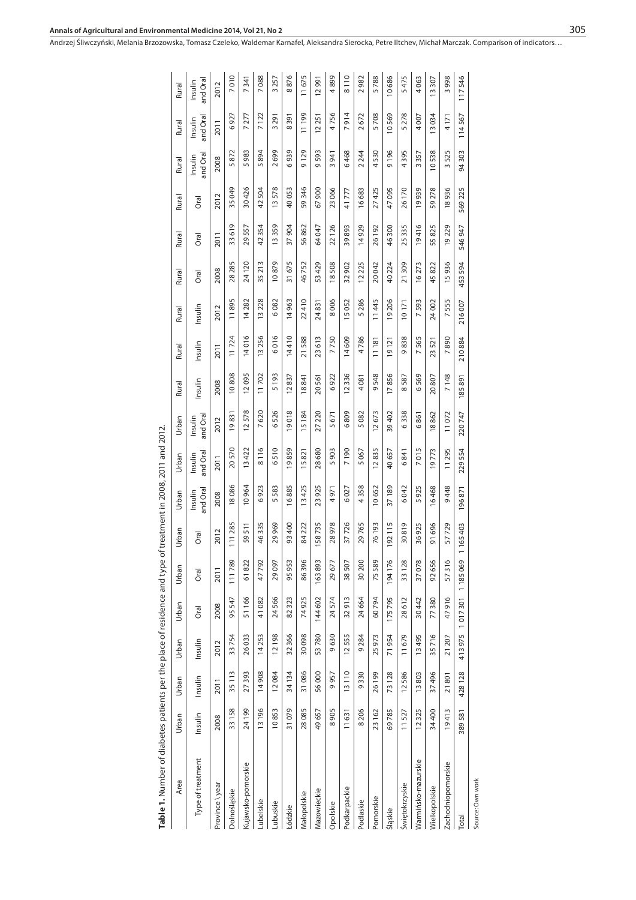**Table 1.** Number of diabetes patients per the place of residence and type of treatment in 2008, 2011 and 2012.

| Area | Urban | Urban | Urban | Urban | Urban | Urban | Urban | Urban | Urban | Rural | Rural | Rural | Rural | Rural | Rural | Rural | Rural | Rural |
|---|---|---|---|---|---|---|---|---|---|---|---|---|---|---|---|---|---|---|
| Type of treatment | Insulin | Insulin | Insulin | Oral | Oral | Oral | Insulin and Oral | Insulin and Oral | Insulin and Oral | Insulin | Insulin | Insulin | Oral | Oral | Oral | Insulin and Oral | Insulin and Oral | Insulin and Oral |
| Province \ year | 2008 | 2011 | 2012 | 2008 | 2011 | 2012 | 2008 | 2011 | 2012 | 2008 | 2011 | 2012 | 2008 | 2011 | 2012 | 2008 | 2011 | 2012 |
| Dolnośląskie | 33158 | 35113 | 33754 | 95547 | 111789 | 111285 | 18086 | 20570 | 19831 | 10808 | 11724 | 11895 | 28285 | 33619 | 35049 | 5872 | 6927 | 7010 |
| Kujawsko-pomorskie | 24199 | 27393 | 26033 | 51166 | 61822 | 59511 | 10964 | 13422 | 12578 | 12095 | 14016 | 14282 | 24120 | 29557 | 30426 | 5983 | 7277 | 7341 |
| Lubelskie | 13196 | 14908 | 14253 | 41082 | 47792 | 46335 | 6923 | 8116 | 7620 | 11702 | 13256 | 13228 | 35213 | 42354 | 42504 | 5894 | 7122 | 7088 |
| Lubuskie | 10853 | 12084 | 12198 | 24566 | 29097 | 29969 | 5583 | 6510 | 6526 | 5193 | 6016 | 6082 | 10879 | 13359 | 13578 | 2699 | 3291 | 3257 |
| Łódzkie | 31079 | 34134 | 32366 | 82323 | 95953 | 93400 | 16885 | 19859 | 19018 | 12837 | 14410 | 14963 | 31675 | 37904 | 40053 | 6939 | 8391 | 8876 |
| Małopolskie | 28085 | 31086 | 30098 | 74925 | 86396 | 84222 | 13425 | 15821 | 15184 | 18841 | 21588 | 22410 | 46752 | 56862 | 59346 | 9129 | 11199 | 11675 |
| Mazowieckie | 49657 | 56000 | 53780 | 144602 | 163893 | 158735 | 23925 | 28680 | 27220 | 20561 | 23613 | 24831 | 53429 | 64047 | 67900 | 9593 | 12251 | 12991 |
| Opolskie | 8905 | 9957 | 9630 | 24574 | 29677 | 28978 | 4971 | 5903 | 5671 | 6922 | 7750 | 8006 | 18508 | 22126 | 23066 | 3941 | 4756 | 4899 |
| Podkarpackie | 11631 | 13110 | 12555 | 32913 | 38507 | 37726 | 6027 | 7190 | 6809 | 12336 | 14609 | 15052 | 32902 | 39893 | 41777 | 6468 | 7914 | 8110 |
| Podlaskie | 8206 | 9330 | 9284 | 24664 | 30200 | 29765 | 4358 | 5067 | 5082 | 4081 | 4786 | 5286 | 12225 | 14929 | 16683 | 2244 | 2672 | 2982 |
| Pomorskie | 23162 | 26199 | 25973 | 60794 | 75589 | 76193 | 10652 | 12835 | 12673 | 9548 | 11181 | 11445 | 20042 | 26192 | 27425 | 4530 | 5708 | 5788 |
| Śląskie | 69785 | 73128 | 71954 | 175795 | 194176 | 192115 | 37189 | 40657 | 39402 | 17856 | 19121 | 19206 | 40224 | 46300 | 47095 | 9196 | 10569 | 10686 |
| Świętokrzyskie | 11527 | 12586 | 11679 | 28612 | 33128 | 30819 | 6042 | 6841 | 6338 | 8587 | 9838 | 10171 | 21309 | 25335 | 26170 | 4395 | 5278 | 5475 |
| Warmińsko-mazurskie | 12325 | 13803 | 13495 | 30442 | 37078 | 36925 | 5925 | 7015 | 6861 | 6569 | 7565 | 7593 | 16273 | 19416 | 19939 | 3357 | 4007 | 4063 |
| Wielkopolskie | 34400 | 37496 | 35716 | 77380 | 92656 | 91696 | 16468 | 19773 | 18862 | 20807 | 23521 | 24002 | 45822 | 55825 | 59278 | 10538 | 13034 | 13307 |
| Zachodniopomorskie | 19413 | 21801 | 21207 | 47916 | 57316 | 57729 | 9448 | 11295 | 11072 | 7148 | 7890 | 7555 | 15936 | 19229 | 18936 | 3525 | 4171 | 3998 |
| Total | 389581 | 428128 | 413975 | 1017301 | 1185069 | 1165403 | 196871 | 229554 | 220747 | 185891 | 210884 | 216007 | 453594 | 546947 | 569225 | 94303 | 114567 | 117546 |

Source: Own work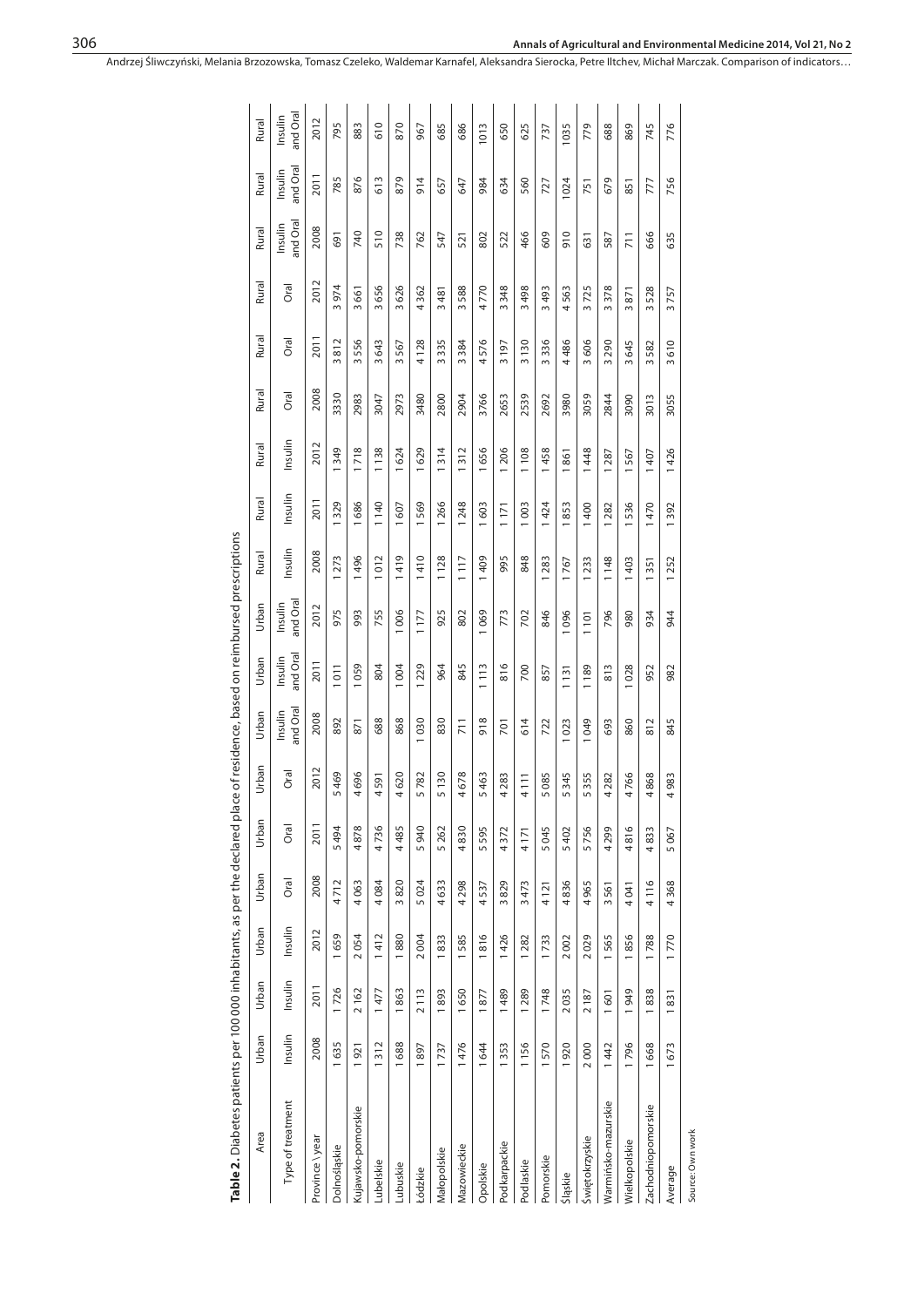**Table 2.** Diabetes patients per 100 000 inhabitants, as per the declared place of residence, based on reimbursed prescriptions

| Area | Urban | Urban | Urban | Urban | Urban | Urban | Urban | Urban | Urban | Rural | Rural | Rural | Rural | Rural | Rural | Rural | Rural | Rural |
|---|---|---|---|---|---|---|---|---|---|---|---|---|---|---|---|---|---|---|
| Type of treatment | Insulin | Insulin | Insulin | Oral | Oral | Oral | Insulin and Oral | Insulin and Oral | Insulin and Oral | Insulin | Insulin | Insulin | Oral | Oral | Oral | Insulin and Oral | Insulin and Oral | Insulin and Oral |
| Province \ year | 2008 | 2011 | 2012 | 2008 | 2011 | 2012 | 2008 | 2011 | 2012 | 2008 | 2011 | 2012 | 2008 | 2011 | 2012 | 2008 | 2011 | 2012 |
| Dolnośląskie | 1 635 | 1 726 | 1 659 | 4 712 | 5 494 | 5 469 | 892 | 1 011 | 975 | 1 273 | 1 329 | 1 349 | 3330 | 3 812 | 3 974 | 691 | 785 | 795 |
| Kujawsko-pomorskie | 1 921 | 2 162 | 2 054 | 4 063 | 4 878 | 4 696 | 871 | 1 059 | 993 | 1 496 | 1 686 | 1 718 | 2983 | 3 556 | 3 661 | 740 | 876 | 883 |
| Lubelskie | 1 312 | 1 477 | 1 412 | 4 084 | 4 736 | 4 591 | 688 | 804 | 755 | 1 012 | 1 140 | 1 138 | 3047 | 3 643 | 3 656 | 510 | 613 | 610 |
| Lubuskie | 1 688 | 1 863 | 1 880 | 3 820 | 4 485 | 4 620 | 868 | 1 004 | 1 006 | 1 419 | 1 607 | 1 624 | 2973 | 3 567 | 3 626 | 738 | 879 | 870 |
| Łódzkie | 1 897 | 2 113 | 2 004 | 5 024 | 5 940 | 5 782 | 1 030 | 1 229 | 1 177 | 1 410 | 1 569 | 1 629 | 3480 | 4 128 | 4 362 | 762 | 914 | 967 |
| Małopolskie | 1 737 | 1 893 | 1 833 | 4 633 | 5 262 | 5 130 | 830 | 964 | 925 | 1 128 | 1 266 | 1 314 | 2800 | 3 335 | 3 481 | 547 | 657 | 685 |
| Mazowieckie | 1 476 | 1 650 | 1 585 | 4 298 | 4 830 | 4 678 | 711 | 845 | 802 | 1 117 | 1 248 | 1 312 | 2904 | 3 384 | 3 588 | 521 | 647 | 686 |
| Opolskie | 1 644 | 1 877 | 1 816 | 4 537 | 5 595 | 5 463 | 918 | 1 113 | 1 069 | 1 409 | 1 603 | 1 656 | 3766 | 4 576 | 4 770 | 802 | 984 | 1013 |
| Podkarpackie | 1 353 | 1 489 | 1 426 | 3 829 | 4 372 | 4 283 | 701 | 816 | 773 | 995 | 1 171 | 1 206 | 2653 | 3 197 | 3 348 | 522 | 634 | 650 |
| Podlaskie | 1 156 | 1 289 | 1 282 | 3 473 | 4 171 | 4 111 | 614 | 700 | 702 | 848 | 1 003 | 1 108 | 2539 | 3 130 | 3 498 | 466 | 560 | 625 |
| Pomorskie | 1 570 | 1 748 | 1 733 | 4 121 | 5 045 | 5 085 | 722 | 857 | 846 | 1 283 | 1 424 | 1 458 | 2692 | 3 336 | 3 493 | 609 | 727 | 737 |
| Śląskie | 1 920 | 2 035 | 2 002 | 4 836 | 5 402 | 5 345 | 1 023 | 1 131 | 1 096 | 1 767 | 1 853 | 1 861 | 3980 | 4 486 | 4 563 | 910 | 1024 | 1035 |
| Świętokrzyskie | 2 000 | 2 187 | 2 029 | 4 965 | 5 756 | 5 355 | 1 049 | 1 189 | 1 101 | 1 233 | 1 400 | 1 448 | 3059 | 3 606 | 3 725 | 631 | 751 | 779 |
| Warmińsko-mazurskie | 1 442 | 1 601 | 1 565 | 3 561 | 4 299 | 4 282 | 693 | 813 | 796 | 1 148 | 1 282 | 1 287 | 2844 | 3 290 | 3 378 | 587 | 679 | 688 |
| Wielkopolskie | 1 796 | 1 949 | 1 856 | 4 041 | 4 816 | 4 766 | 860 | 1 028 | 980 | 1 403 | 1 536 | 1 567 | 3090 | 3 645 | 3 871 | 711 | 851 | 869 |
| Zachodniopomorskie | 1 668 | 1 838 | 1 788 | 4 116 | 4 833 | 4 868 | 812 | 952 | 934 | 1 351 | 1 470 | 1 407 | 3013 | 3 582 | 3 528 | 666 | 777 | 745 |
| Average | 1 673 | 1 831 | 1 770 | 4 368 | 5 067 | 4 983 | 845 | 982 | 944 | 1 252 | 1 392 | 1 426 | 3055 | 3 610 | 3 757 | 635 | 756 | 776 |

Source: Own work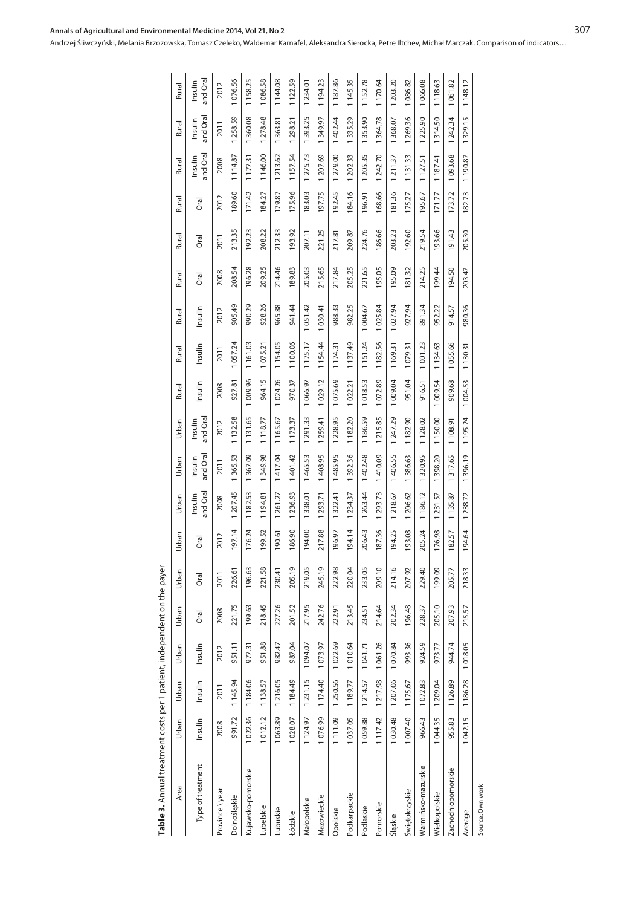**Table 3.** Annual treatment costs per 1 patient, independent on the payer

| Area | Urban | Urban | Urban | Urban | Urban | Urban | Urban | Urban | Urban | Rural | Rural | Rural | Rural | Rural | Rural | Rural | Rural | Rural |
|---|---|---|---|---|---|---|---|---|---|---|---|---|---|---|---|---|---|---|
| Type of treatment | Insulin | Insulin | Insulin | Oral | Oral | Oral | Insulin and Oral | Insulin and Oral | Insulin and Oral | Insulin | Insulin | Insulin | Oral | Oral | Oral | Insulin and Oral | Insulin and Oral | Insulin and Oral |
| Province \ year | 2008 | 2011 | 2012 | 2008 | 2011 | 2012 | 2008 | 2011 | 2012 | 2008 | 2011 | 2012 | 2008 | 2011 | 2012 | 2008 | 2011 | 2012 |
| Dolnośląskie | 991.72 | 1 145.94 | 951.11 | 221.75 | 226.61 | 197.14 | 1 207.45 | 1 365.53 | 1 132.58 | 927.81 | 1 057.24 | 905.49 | 208.54 | 213.35 | 189.60 | 1 114.87 | 1 258.59 | 1 076.56 |
| Kujawsko-pomorskie | 1 022.36 | 1 184.06 | 977.31 | 199.63 | 196.63 | 176.24 | 1 182.53 | 1 367.09 | 1 131.65 | 1 009.96 | 1 161.03 | 990.29 | 196.28 | 192.23 | 171.42 | 1 177.31 | 1 360.08 | 1 158.25 |
| Lubelskie | 1 012.12 | 1 138.57 | 951.88 | 218.45 | 221.58 | 199.52 | 1 194.81 | 1 349.98 | 1 118.77 | 964.15 | 1 075.21 | 928.26 | 209.25 | 208.22 | 184.27 | 1 146.00 | 1 278.48 | 1 086.58 |
| Lubuskie | 1 063.89 | 1 216.05 | 982.47 | 227.26 | 230.41 | 190.61 | 1 261.27 | 1 417.04 | 1 165.67 | 1 024.26 | 1 154.05 | 965.88 | 214.46 | 212.33 | 179.87 | 1 213.62 | 1 363.81 | 1 144.08 |
| Łódzkie | 1 028.07 | 1 184.49 | 987.04 | 201.52 | 205.19 | 186.90 | 1 236.93 | 1 401.42 | 1 173.37 | 970.37 | 1 100.06 | 941.44 | 189.83 | 193.92 | 175.96 | 1 157.54 | 1 298.21 | 1 122.59 |
| Małopolskie | 1 124.97 | 1 231.15 | 1 094.07 | 217.95 | 219.05 | 194.00 | 1 338.01 | 1 465.53 | 1 291.33 | 1 066.97 | 1 175.17 | 1 051.42 | 205.03 | 207.11 | 183.03 | 1 275.73 | 1 393.25 | 1 234.01 |
| Mazowieckie | 1 076.99 | 1 174.40 | 1 073.97 | 242.76 | 245.19 | 217.88 | 1 293.71 | 1 408.95 | 1 259.41 | 1 029.12 | 1 154.44 | 1 030.41 | 215.65 | 221.25 | 197.75 | 1 207.69 | 1 349.97 | 1 194.23 |
| Opolskie | 1 111.09 | 1 250.56 | 1 022.69 | 222.91 | 222.98 | 196.97 | 1 322.41 | 1 485.95 | 1 228.95 | 1 075.69 | 1 174.31 | 988.33 | 217.84 | 217.81 | 192.45 | 1 279.00 | 1 402.44 | 1 187.86 |
| Podkarpackie | 1 037.05 | 1 189.77 | 1 010.64 | 213.45 | 220.04 | 194.14 | 1 234.37 | 1 392.36 | 1 182.20 | 1 022.21 | 1 137.49 | 982.25 | 205.25 | 209.87 | 184.16 | 1 202.33 | 1 335.29 | 1 145.35 |
| Podlaskie | 1 059.88 | 1 214.57 | 1 041.71 | 234.51 | 233.05 | 206.43 | 1 263.44 | 1 402.48 | 1 186.59 | 1 018.53 | 1 151.24 | 1 004.67 | 221.65 | 224.76 | 196.91 | 1 205.35 | 1 353.90 | 1 152.78 |
| Pomorskie | 1 117.42 | 1 217.98 | 1 061.26 | 214.64 | 209.10 | 187.36 | 1 293.73 | 1 410.09 | 1 215.85 | 1 072.89 | 1 182.56 | 1 025.84 | 195.05 | 186.66 | 168.66 | 1 242.70 | 1 364.78 | 1 170.64 |
| Śląskie | 1 030.48 | 1 207.06 | 1 070.84 | 202.34 | 214.16 | 194.25 | 1 218.67 | 1 406.55 | 1 247.29 | 1 009.04 | 1 169.31 | 1 027.94 | 195.09 | 203.23 | 181.36 | 1 211.37 | 1 368.07 | 1 203.20 |
| Świętokrzyskie | 1 007.40 | 1 175.67 | 993.36 | 196.48 | 207.92 | 193.08 | 1 206.62 | 1 386.63 | 1 182.90 | 951.04 | 1 079.31 | 927.94 | 181.32 | 192.60 | 175.27 | 1 131.33 | 1 269.36 | 1 086.82 |
| Warmińsko-mazurskie | 966.43 | 1 072.83 | 924.59 | 228.37 | 229.40 | 205.24 | 1 186.12 | 1 320.95 | 1 128.02 | 916.51 | 1 001.23 | 891.34 | 214.25 | 219.54 | 195.67 | 1 127.51 | 1 225.90 | 1 066.08 |
| Wielkopolskie | 1 044.35 | 1 209.04 | 973.77 | 205.10 | 199.09 | 176.98 | 1 231.57 | 1 398.20 | 1 150.00 | 1 009.54 | 1 134.63 | 952.22 | 199.44 | 193.66 | 171.77 | 1 187.41 | 1 314.50 | 1 118.63 |
| Zachodniopomorskie | 955.83 | 1 126.89 | 944.74 | 207.93 | 205.77 | 182.57 | 1 135.87 | 1 317.65 | 1 108.91 | 909.68 | 1 055.66 | 914.57 | 194.50 | 191.43 | 173.72 | 1 093.68 | 1 242.34 | 1 061.82 |
| Average | 1 042.15 | 1 186.28 | 1 018.05 | 215.57 | 218.33 | 194.64 | 1 238.72 | 1 396.19 | 1 195.24 | 1 004.53 | 1 130.31 | 980.36 | 203.47 | 205.30 | 182.73 | 1 190.87 | 1 329.15 | 1 148.12 |

Source: Own work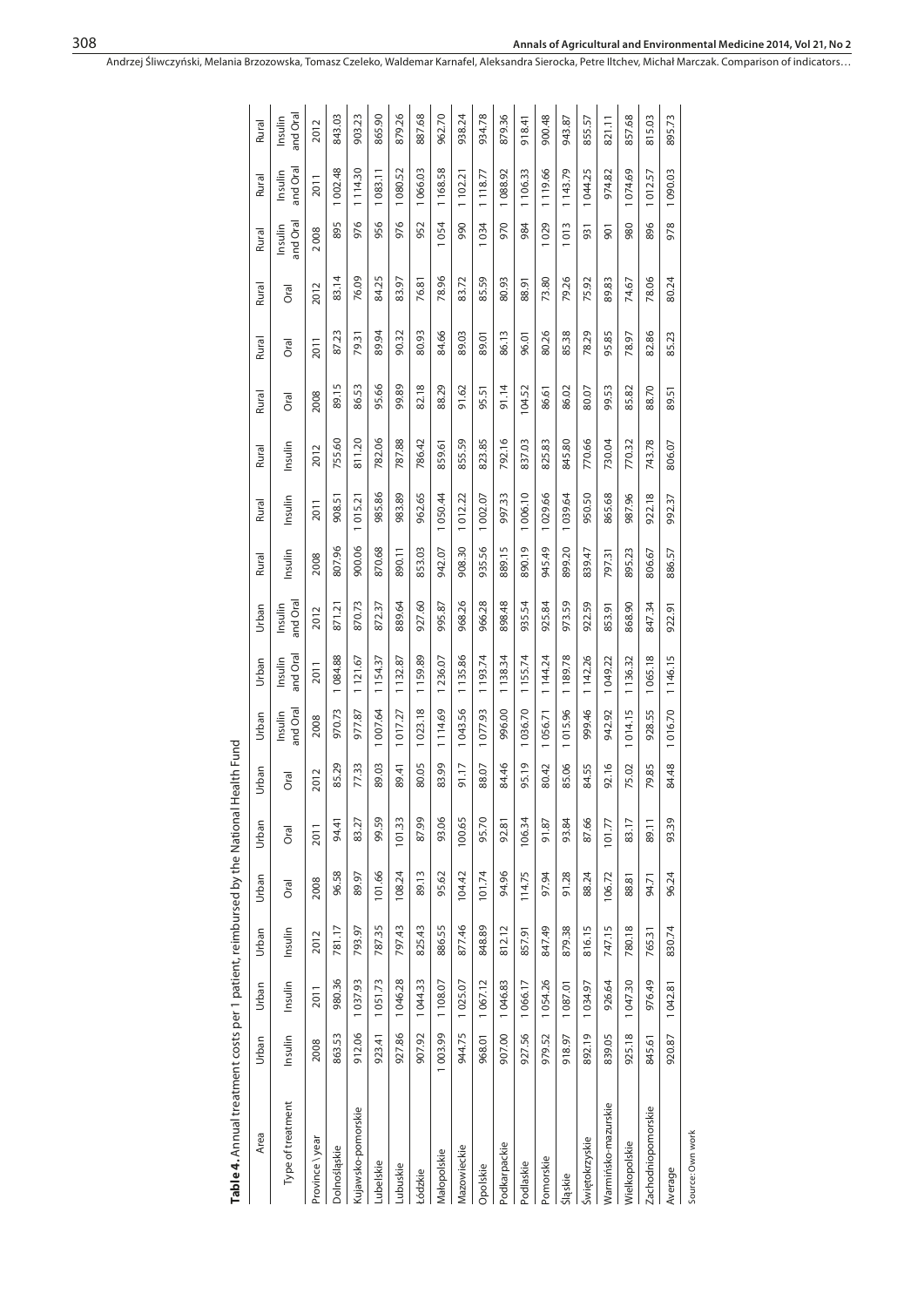**Table 4.** Annual treatment costs per 1 patient, reimbursed by the National Health Fund

| Area | Urban | Urban | Urban | Urban | Urban | Urban | Urban | Urban | Urban | Rural | Rural | Rural | Rural | Rural | Rural | Rural | Rural | Rural |
|---|---|---|---|---|---|---|---|---|---|---|---|---|---|---|---|---|---|---|
| Type of treatment | Insulin | Insulin | Insulin | Oral | Oral | Oral | Insulin and Oral | Insulin and Oral | Insulin and Oral | Insulin | Insulin | Insulin | Oral | Oral | Oral | Insulin and Oral | Insulin and Oral | Insulin and Oral |
| Province \ year | 2008 | 2011 | 2012 | 2008 | 2011 | 2012 | 2008 | 2011 | 2012 | 2008 | 2011 | 2012 | 2008 | 2011 | 2012 | 2008 | 2011 | 2012 |
| Dolnośląskie | 863.53 | 980.36 | 781.17 | 96.58 | 94.41 | 85.29 | 970.73 | 1 084.88 | 871.21 | 807.96 | 908.51 | 755.60 | 89.15 | 87.23 | 83.14 | 895 | 1 002.48 | 843.03 |
| Kujawsko-pomorskie | 912.06 | 1 037.93 | 793.97 | 89.97 | 83.27 | 77.33 | 977.87 | 1 121.67 | 870.73 | 900.06 | 1 015.21 | 811.20 | 86.53 | 79.31 | 76.09 | 976 | 1 114.30 | 903.23 |
| Lubelskie | 923.41 | 1 051.73 | 787.35 | 101.66 | 99.59 | 89.03 | 1 007.64 | 1 154.37 | 872.37 | 870.68 | 985.86 | 782.06 | 95.66 | 89.94 | 84.25 | 956 | 1 083.11 | 865.90 |
| Lubuskie | 927.86 | 1 046.28 | 797.43 | 108.24 | 101.33 | 89.41 | 1 017.27 | 1 132.87 | 889.64 | 890.11 | 983.89 | 787.88 | 99.89 | 90.32 | 83.97 | 976 | 1 080.52 | 879.26 |
| Łódzkie | 907.92 | 1 044.33 | 825.43 | 89.13 | 87.99 | 80.05 | 1 023.18 | 1 159.89 | 927.60 | 853.03 | 962.65 | 786.42 | 82.18 | 80.93 | 76.81 | 952 | 1 066.03 | 887.68 |
| Małopolskie | 1 003.99 | 1 108.07 | 886.55 | 95.62 | 93.06 | 83.99 | 1 114.69 | 1 236.07 | 995.87 | 942.07 | 1 050.44 | 859.61 | 88.29 | 84.66 | 78.96 | 1 054 | 1 168.58 | 962.70 |
| Mazowieckie | 944.75 | 1 025.07 | 877.46 | 104.42 | 100.65 | 91.17 | 1 043.56 | 1 135.86 | 968.26 | 908.30 | 1 012.22 | 855.59 | 91.62 | 89.03 | 83.72 | 990 | 1 102.21 | 938.24 |
| Opolskie | 968.01 | 1 067.12 | 848.89 | 101.74 | 95.70 | 88.07 | 1 077.93 | 1 193.74 | 966.28 | 935.56 | 1 002.07 | 823.85 | 95.51 | 89.01 | 85.59 | 1 034 | 1 118.77 | 934.78 |
| Podkarpackie | 907.00 | 1 046.83 | 812.12 | 94.96 | 92.81 | 84.46 | 996.00 | 1 138.34 | 898.48 | 889.15 | 997.33 | 792.16 | 91.14 | 86.13 | 80.93 | 970 | 1 088.92 | 879.36 |
| Podlaskie | 927.56 | 1 066.17 | 857.91 | 114.75 | 106.34 | 95.19 | 1 036.70 | 1 155.74 | 935.54 | 890.19 | 1 006.10 | 837.03 | 104.52 | 96.01 | 88.91 | 984 | 1 106.33 | 918.41 |
| Pomorskie | 979.52 | 1 054.26 | 847.49 | 97.94 | 91.87 | 80.42 | 1 056.71 | 1 144.24 | 925.84 | 945.49 | 1 029.66 | 825.83 | 86.61 | 80.26 | 73.80 | 1 029 | 1 119.66 | 900.48 |
| Śląskie | 918.97 | 1 087.01 | 879.38 | 91.28 | 93.84 | 85.06 | 1 015.96 | 1 189.78 | 973.59 | 899.20 | 1 039.64 | 845.80 | 86.02 | 85.38 | 79.26 | 1 013 | 1 143.79 | 943.87 |
| Świętokrzyskie | 892.19 | 1 034.97 | 816.15 | 88.24 | 87.66 | 84.55 | 999.46 | 1 142.26 | 922.59 | 839.47 | 950.50 | 770.66 | 80.07 | 78.29 | 75.92 | 931 | 1 044.25 | 855.57 |
| Warmińsko-mazurskie | 839.05 | 926.64 | 747.15 | 106.72 | 101.77 | 92.16 | 942.92 | 1 049.22 | 853.91 | 797.31 | 865.68 | 730.04 | 99.53 | 95.85 | 89.83 | 901 | 974.82 | 821.11 |
| Wielkopolskie | 925.18 | 1 047.30 | 780.18 | 88.81 | 83.17 | 75.02 | 1 014.15 | 1 136.32 | 868.90 | 895.23 | 987.96 | 770.32 | 85.82 | 78.97 | 74.67 | 980 | 1 074.69 | 857.68 |
| Zachodniopomorskie | 845.61 | 976.49 | 765.31 | 94.71 | 89.11 | 79.85 | 928.55 | 1 065.18 | 847.34 | 806.67 | 922.18 | 743.78 | 88.70 | 82.86 | 78.06 | 896 | 1 012.57 | 815.03 |
| Average | 920.87 | 1 042.81 | 830.74 | 96.24 | 93.39 | 84.48 | 1 016.70 | 1 146.15 | 922.91 | 886.57 | 992.37 | 806.07 | 89.51 | 85.23 | 80.24 | 978 | 1 090.03 | 895.73 |

Source: Own work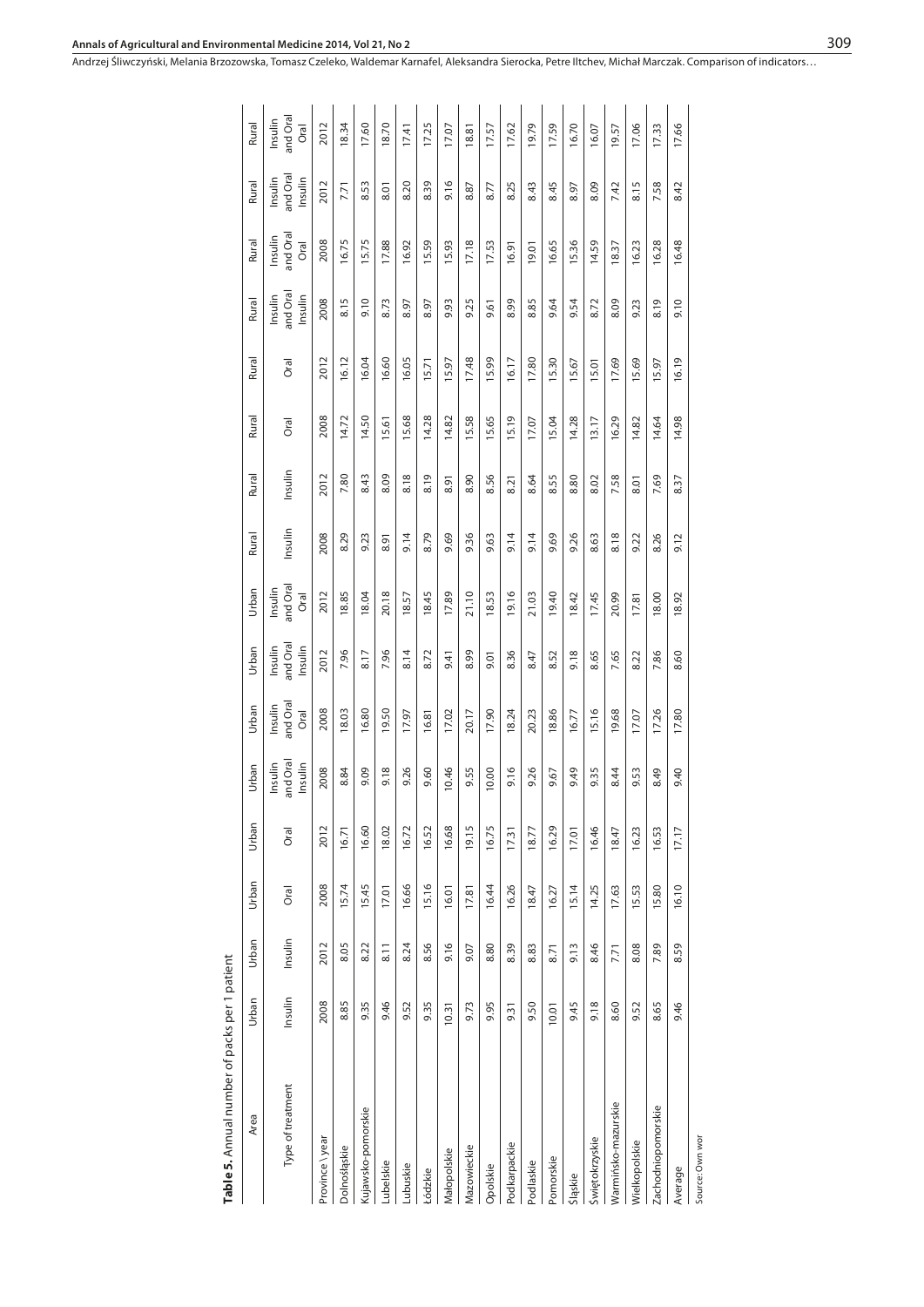**Table 5.** Annual number of packs per 1 patient

| Area | Urban | Urban | Urban | Urban | Urban | Urban | Urban | Urban | Rural | Rural | Rural | Rural | Rural | Rural | Rural | Rural |
|---|---|---|---|---|---|---|---|---|---|---|---|---|---|---|---|---|
| Type of treatment | Insulin | Insulin | Oral | Oral | Insulin and Oral Insulin | Insulin and Oral Oral | Insulin and Oral Insulin | Insulin and Oral Oral | Insulin | Insulin | Oral | Oral | Insulin and Oral Insulin | Insulin and Oral Oral | Insulin and Oral Insulin | Insulin and Oral Oral |
| Province \ year | 2008 | 2012 | 2008 | 2012 | 2008 | 2008 | 2012 | 2012 | 2008 | 2012 | 2008 | 2012 | 2008 | 2008 | 2012 | 2012 |
| Dolnośląskie | 8.85 | 8.05 | 15.74 | 16.71 | 8.84 | 18.03 | 7.96 | 18.85 | 8.29 | 7.80 | 14.72 | 16.12 | 8.15 | 16.75 | 7.71 | 18.34 |
| Kujawsko-pomorskie | 9.35 | 8.22 | 15.45 | 16.60 | 9.09 | 16.80 | 8.17 | 18.04 | 9.23 | 8.43 | 14.50 | 16.04 | 9.10 | 15.75 | 8.53 | 17.60 |
| Lubelskie | 9.46 | 8.11 | 17.01 | 18.02 | 9.18 | 19.50 | 7.96 | 20.18 | 8.91 | 8.09 | 15.61 | 16.60 | 8.73 | 17.88 | 8.01 | 18.70 |
| Lubuskie | 9.52 | 8.24 | 16.66 | 16.72 | 9.26 | 17.97 | 8.14 | 18.57 | 9.14 | 8.18 | 15.68 | 16.05 | 8.97 | 16.92 | 8.20 | 17.41 |
| Łódzkie | 9.35 | 8.56 | 15.16 | 16.52 | 9.60 | 16.81 | 8.72 | 18.45 | 8.79 | 8.19 | 14.28 | 15.71 | 8.97 | 15.59 | 8.39 | 17.25 |
| Małopolskie | 10.31 | 9.16 | 16.01 | 16.68 | 10.46 | 17.02 | 9.41 | 17.89 | 9.69 | 8.91 | 14.82 | 15.97 | 9.93 | 15.93 | 9.16 | 17.07 |
| Mazowieckie | 9.73 | 9.07 | 17.81 | 19.15 | 9.55 | 20.17 | 8.99 | 21.10 | 9.36 | 8.90 | 15.58 | 17.48 | 9.25 | 17.18 | 8.87 | 18.81 |
| Opolskie | 9.95 | 8.80 | 16.44 | 16.75 | 10.00 | 17.90 | 9.01 | 18.53 | 9.63 | 8.56 | 15.65 | 15.99 | 9.61 | 17.53 | 8.77 | 17.57 |
| Podkarpackie | 9.31 | 8.39 | 16.26 | 17.31 | 9.16 | 18.24 | 8.36 | 19.16 | 9.14 | 8.21 | 15.19 | 16.17 | 8.99 | 16.91 | 8.25 | 17.62 |
| Podlaskie | 9.50 | 8.83 | 18.47 | 18.77 | 9.26 | 20.23 | 8.47 | 21.03 | 9.14 | 8.64 | 17.07 | 17.80 | 8.85 | 19.01 | 8.43 | 19.79 |
| Pomorskie | 10.01 | 8.71 | 16.27 | 16.29 | 9.67 | 18.86 | 8.52 | 19.40 | 9.69 | 8.55 | 15.04 | 15.30 | 9.64 | 16.65 | 8.45 | 17.59 |
| Śląskie | 9.45 | 9.13 | 15.14 | 17.01 | 9.49 | 16.77 | 9.18 | 18.42 | 9.26 | 8.80 | 14.28 | 15.67 | 9.54 | 15.36 | 8.97 | 16.70 |
| Świętokrzyskie | 9.18 | 8.46 | 14.25 | 16.46 | 9.35 | 15.16 | 8.65 | 17.45 | 8.63 | 8.02 | 13.17 | 15.01 | 8.72 | 14.59 | 8.09 | 16.07 |
| Warmińsko-mazurskie | 8.60 | 7.71 | 17.63 | 18.47 | 8.44 | 19.68 | 7.65 | 20.99 | 8.18 | 7.58 | 16.29 | 17.69 | 8.09 | 18.37 | 7.42 | 19.57 |
| Wielkopolskie | 9.52 | 8.08 | 15.53 | 16.23 | 9.53 | 17.07 | 8.22 | 17.81 | 9.22 | 8.01 | 14.82 | 15.69 | 9.23 | 16.23 | 8.15 | 17.06 |
| Zachodniopomorskie | 8.65 | 7.89 | 15.80 | 16.53 | 8.49 | 17.26 | 7.86 | 18.00 | 8.26 | 7.69 | 14.64 | 15.97 | 8.19 | 16.28 | 7.58 | 17.33 |
| Average | 9.46 | 8.59 | 16.10 | 17.17 | 9.40 | 17.80 | 8.60 | 18.92 | 9.12 | 8.37 | 14.98 | 16.19 | 9.10 | 16.48 | 8.42 | 17.66 |

Source: Own wor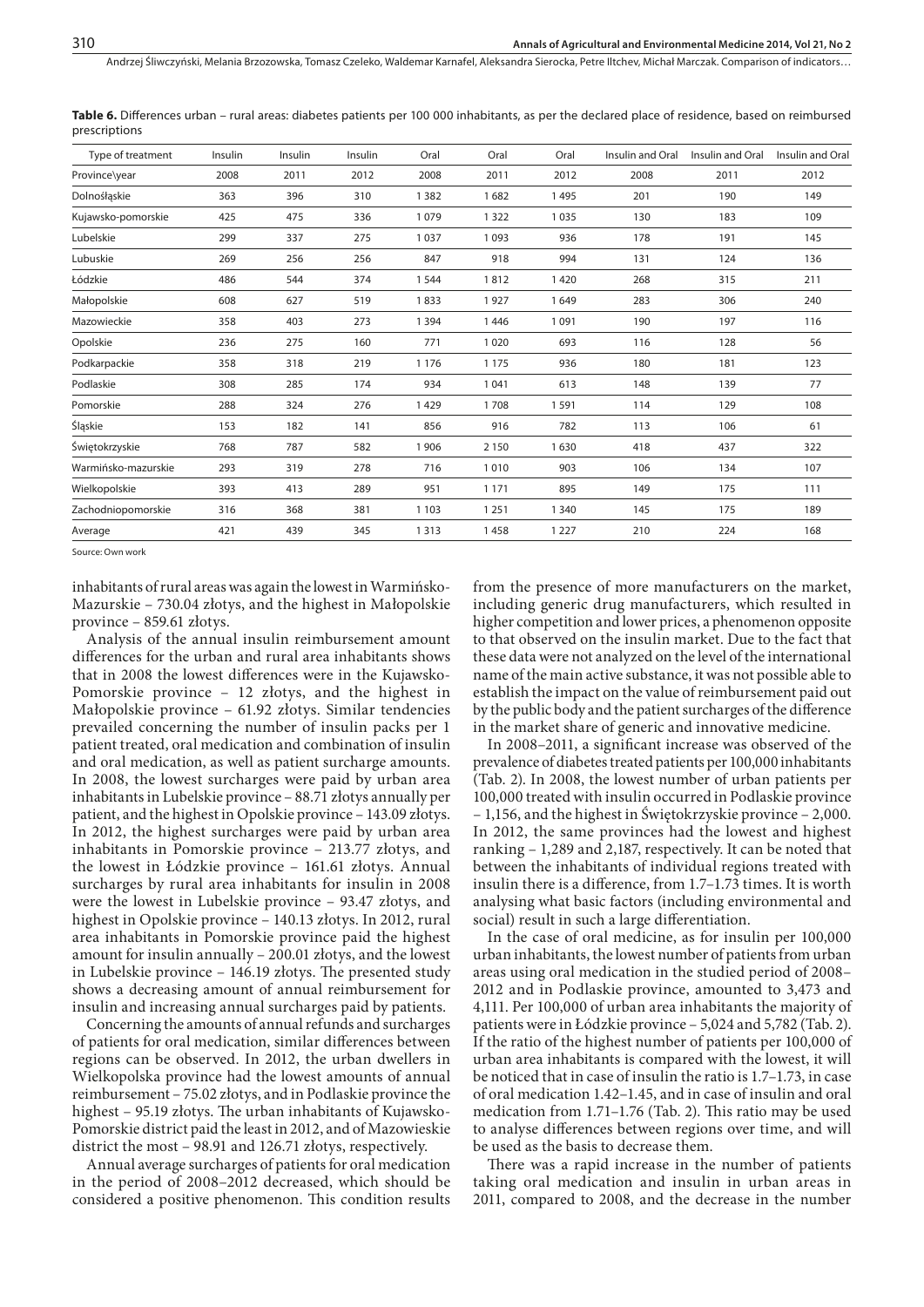**Table 6.** Differences urban – rural areas: diabetes patients per 100 000 inhabitants, as per the declared place of residence, based on reimbursed prescriptions

| Type of treatment | Insulin | Insulin | Insulin | Oral | Oral | Oral | Insulin and Oral | Insulin and Oral | Insulin and Oral |
|---|---|---|---|---|---|---|---|---|---|
| Province\year | 2008 | 2011 | 2012 | 2008 | 2011 | 2012 | 2008 | 2011 | 2012 |
| Dolnośląskie | 363 | 396 | 310 | 1 382 | 1 682 | 1 495 | 201 | 190 | 149 |
| Kujawsko-pomorskie | 425 | 475 | 336 | 1 079 | 1 322 | 1 035 | 130 | 183 | 109 |
| Lubelskie | 299 | 337 | 275 | 1 037 | 1 093 | 936 | 178 | 191 | 145 |
| Lubuskie | 269 | 256 | 256 | 847 | 918 | 994 | 131 | 124 | 136 |
| Łódzkie | 486 | 544 | 374 | 1 544 | 1 812 | 1 420 | 268 | 315 | 211 |
| Małopolskie | 608 | 627 | 519 | 1 833 | 1 927 | 1 649 | 283 | 306 | 240 |
| Mazowieckie | 358 | 403 | 273 | 1 394 | 1 446 | 1 091 | 190 | 197 | 116 |
| Opolskie | 236 | 275 | 160 | 771 | 1 020 | 693 | 116 | 128 | 56 |
| Podkarpackie | 358 | 318 | 219 | 1 176 | 1 175 | 936 | 180 | 181 | 123 |
| Podlaskie | 308 | 285 | 174 | 934 | 1 041 | 613 | 148 | 139 | 77 |
| Pomorskie | 288 | 324 | 276 | 1 429 | 1 708 | 1 591 | 114 | 129 | 108 |
| Śląskie | 153 | 182 | 141 | 856 | 916 | 782 | 113 | 106 | 61 |
| Świętokrzyskie | 768 | 787 | 582 | 1 906 | 2 150 | 1 630 | 418 | 437 | 322 |
| Warmińsko-mazurskie | 293 | 319 | 278 | 716 | 1 010 | 903 | 106 | 134 | 107 |
| Wielkopolskie | 393 | 413 | 289 | 951 | 1 171 | 895 | 149 | 175 | 111 |
| Zachodniopomorskie | 316 | 368 | 381 | 1 103 | 1 251 | 1 340 | 145 | 175 | 189 |
| Average | 421 | 439 | 345 | 1 313 | 1 458 | 1 227 | 210 | 224 | 168 |

Source: Own work

inhabitants of rural areas was again the lowest in Warmińsko-Mazurskie – 730.04 złotys, and the highest in Małopolskie province – 859.61 złotys.

Analysis of the annual insulin reimbursement amount differences for the urban and rural area inhabitants shows that in 2008 the lowest differences were in the Kujawsko-Pomorskie province – 12 złotys, and the highest in Małopolskie province – 61.92 złotys. Similar tendencies prevailed concerning the number of insulin packs per 1 patient treated, oral medication and combination of insulin and oral medication, as well as patient surcharge amounts. In 2008, the lowest surcharges were paid by urban area inhabitants in Lubelskie province – 88.71 złotys annually per patient, and the highest in Opolskie province – 143.09 złotys. In 2012, the highest surcharges were paid by urban area inhabitants in Pomorskie province – 213.77 złotys, and the lowest in Łódzkie province – 161.61 złotys. Annual surcharges by rural area inhabitants for insulin in 2008 were the lowest in Lubelskie province – 93.47 złotys, and highest in Opolskie province – 140.13 złotys. In 2012, rural area inhabitants in Pomorskie province paid the highest amount for insulin annually – 200.01 złotys, and the lowest in Lubelskie province – 146.19 złotys. The presented study shows a decreasing amount of annual reimbursement for insulin and increasing annual surcharges paid by patients.

Concerning the amounts of annual refunds and surcharges of patients for oral medication, similar differences between regions can be observed. In 2012, the urban dwellers in Wielkopolska province had the lowest amounts of annual reimbursement – 75.02 złotys, and in Podlaskie province the highest – 95.19 złotys. The urban inhabitants of Kujawsko-Pomorskie district paid the least in 2012, and of Mazowieskie district the most – 98.91 and 126.71 złotys, respectively.

Annual average surcharges of patients for oral medication in the period of 2008–2012 decreased, which should be considered a positive phenomenon. This condition results from the presence of more manufacturers on the market, including generic drug manufacturers, which resulted in higher competition and lower prices, a phenomenon opposite to that observed on the insulin market. Due to the fact that these data were not analyzed on the level of the international name of the main active substance, it was not possible able to establish the impact on the value of reimbursement paid out by the public body and the patient surcharges of the difference in the market share of generic and innovative medicine.

In 2008–2011, a significant increase was observed of the prevalence of diabetes treated patients per 100,000 inhabitants (Tab. 2). In 2008, the lowest number of urban patients per 100,000 treated with insulin occurred in Podlaskie province – 1,156, and the highest in Świętokrzyskie province – 2,000. In 2012, the same provinces had the lowest and highest ranking – 1,289 and 2,187, respectively. It can be noted that between the inhabitants of individual regions treated with insulin there is a difference, from 1.7–1.73 times. It is worth analysing what basic factors (including environmental and social) result in such a large differentiation.

In the case of oral medicine, as for insulin per 100,000 urban inhabitants, the lowest number of patients from urban areas using oral medication in the studied period of 2008–2012 and in Podlaskie province, amounted to 3,473 and 4,111. Per 100,000 of urban area inhabitants the majority of patients were in Łódzkie province – 5,024 and 5,782 (Tab. 2). If the ratio of the highest number of patients per 100,000 of urban area inhabitants is compared with the lowest, it will be noticed that in case of insulin the ratio is 1.7–1.73, in case of oral medication 1.42–1.45, and in case of insulin and oral medication from 1.71–1.76 (Tab. 2). This ratio may be used to analyse differences between regions over time, and will be used as the basis to decrease them.

There was a rapid increase in the number of patients taking oral medication and insulin in urban areas in 2011, compared to 2008, and the decrease in the number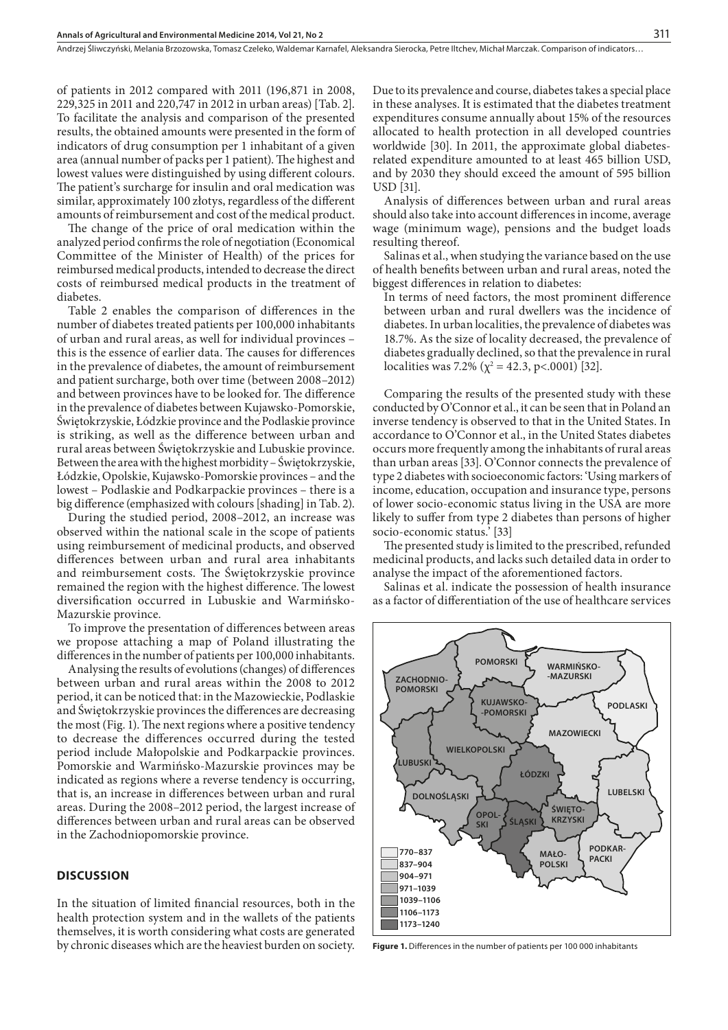of patients in 2012 compared with 2011 (196,871 in 2008, 229,325 in 2011 and 220,747 in 2012 in urban areas) [Tab. 2]. To facilitate the analysis and comparison of the presented results, the obtained amounts were presented in the form of indicators of drug consumption per 1 inhabitant of a given area (annual number of packs per 1 patient). The highest and lowest values were distinguished by using different colours. The patient's surcharge for insulin and oral medication was similar, approximately 100 złotys, regardless of the different amounts of reimbursement and cost of the medical product.

The change of the price of oral medication within the analyzed period confirms the role of negotiation (Economical Committee of the Minister of Health) of the prices for reimbursed medical products, intended to decrease the direct costs of reimbursed medical products in the treatment of diabetes.

Table 2 enables the comparison of differences in the number of diabetes treated patients per 100,000 inhabitants of urban and rural areas, as well for individual provinces – this is the essence of earlier data. The causes for differences in the prevalence of diabetes, the amount of reimbursement and patient surcharge, both over time (between 2008–2012) and between provinces have to be looked for. The difference in the prevalence of diabetes between Kujawsko-Pomorskie, Świętokrzyskie, Łódzkie province and the Podlaskie province is striking, as well as the difference between urban and rural areas between Świętokrzyskie and Lubuskie province. Between the area with the highest morbidity – Świętokrzyskie, Łódzkie, Opolskie, Kujawsko-Pomorskie provinces – and the lowest – Podlaskie and Podkarpackie provinces – there is a big difference (emphasized with colours [shading] in Tab. 2).

During the studied period, 2008–2012, an increase was observed within the national scale in the scope of patients using reimbursement of medicinal products, and observed differences between urban and rural area inhabitants and reimbursement costs. The Świętokrzyskie province remained the region with the highest difference. The lowest diversification occurred in Lubuskie and Warmińsko-Mazurskie province.

To improve the presentation of differences between areas we propose attaching a map of Poland illustrating the differences in the number of patients per 100,000 inhabitants.

Analysing the results of evolutions (changes) of differences between urban and rural areas within the 2008 to 2012 period, it can be noticed that: in the Mazowieckie, Podlaskie and Świętokrzyskie provinces the differences are decreasing the most (Fig. 1). The next regions where a positive tendency to decrease the differences occurred during the tested period include Małopolskie and Podkarpackie provinces. Pomorskie and Warmińsko-Mazurskie provinces may be indicated as regions where a reverse tendency is occurring, that is, an increase in differences between urban and rural areas. During the 2008–2012 period, the largest increase of differences between urban and rural areas can be observed in the Zachodniopomorskie province.

## DISCUSSION

In the situation of limited financial resources, both in the health protection system and in the wallets of the patients themselves, it is worth considering what costs are generated by chronic diseases which are the heaviest burden on society. Due to its prevalence and course, diabetes takes a special place in these analyses. It is estimated that the diabetes treatment expenditures consume annually about 15% of the resources allocated to health protection in all developed countries worldwide [30]. In 2011, the approximate global diabetes-related expenditure amounted to at least 465 billion USD, and by 2030 they should exceed the amount of 595 billion USD [31].

Analysis of differences between urban and rural areas should also take into account differences in income, average wage (minimum wage), pensions and the budget loads resulting thereof.

Salinas et al., when studying the variance based on the use of health benefits between urban and rural areas, noted the biggest differences in relation to diabetes:

> In terms of need factors, the most prominent difference between urban and rural dwellers was the incidence of diabetes. In urban localities, the prevalence of diabetes was 18.7%. As the size of locality decreased, the prevalence of diabetes gradually declined, so that the prevalence in rural localities was 7.2% ($\chi^2 = 42.3$, $p<.0001$) [32].

Comparing the results of the presented study with these conducted by O'Connor et al., it can be seen that in Poland an inverse tendency is observed to that in the United States. In accordance to O'Connor et al., in the United States diabetes occurs more frequently among the inhabitants of rural areas than urban areas [33]. O'Connor connects the prevalence of type 2 diabetes with socioeconomic factors: 'Using markers of income, education, occupation and insurance type, persons of lower socio-economic status living in the USA are more likely to suffer from type 2 diabetes than persons of higher socio-economic status.' [33]

The presented study is limited to the prescribed, refunded medicinal products, and lacks such detailed data in order to analyse the impact of the aforementioned factors.

Salinas et al. indicate the possession of health insurance as a factor of differentiation of the use of healthcare services

**Figure 1.** Differences in the number of patients per 100 000 inhabitants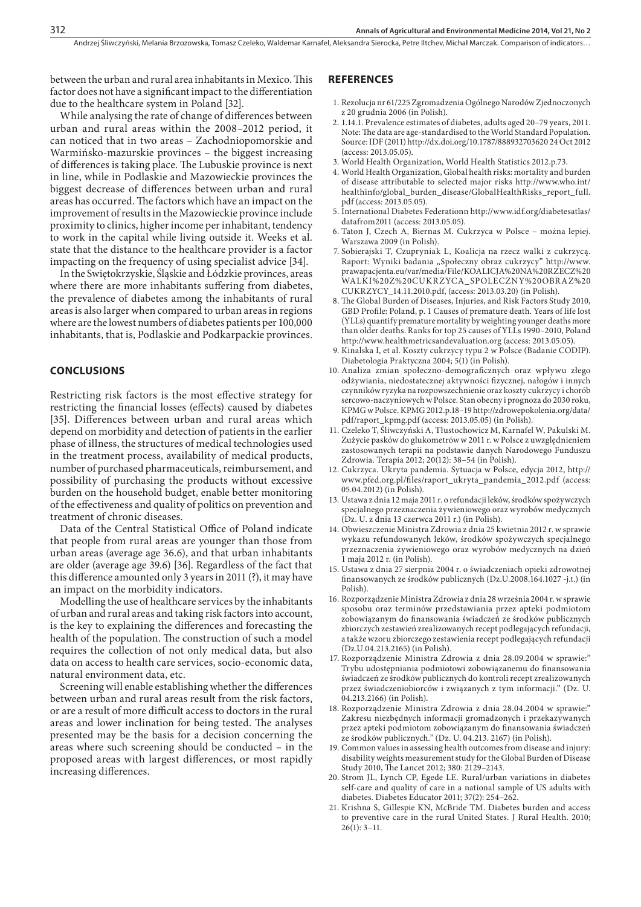between the urban and rural area inhabitants in Mexico. This factor does not have a significant impact to the differentiation due to the healthcare system in Poland [32].

While analysing the rate of change of differences between urban and rural areas within the 2008–2012 period, it can noticed that in two areas – Zachodniopomorskie and Warmińsko-mazurskie provinces – the biggest increasing of differences is taking place. The Lubuskie province is next in line, while in Podlaskie and Mazowieckie provinces the biggest decrease of differences between urban and rural areas has occurred. The factors which have an impact on the improvement of results in the Mazowieckie province include proximity to clinics, higher income per inhabitant, tendency to work in the capital while living outside it. Weeks et al. state that the distance to the healthcare provider is a factor impacting on the frequency of using specialist advice [34].

In the Świętokrzyskie, Śląskie and Łódzkie provinces, areas where there are more inhabitants suffering from diabetes, the prevalence of diabetes among the inhabitants of rural areas is also larger when compared to urban areas in regions where are the lowest numbers of diabetes patients per 100,000 inhabitants, that is, Podlaskie and Podkarpackie provinces.

## CONCLUSIONS

Restricting risk factors is the most effective strategy for restricting the financial losses (effects) caused by diabetes [35]. Differences between urban and rural areas which depend on morbidity and detection of patients in the earlier phase of illness, the structures of medical technologies used in the treatment process, availability of medical products, number of purchased pharmaceuticals, reimbursement, and possibility of purchasing the products without excessive burden on the household budget, enable better monitoring of the effectiveness and quality of politics on prevention and treatment of chronic diseases.

Data of the Central Statistical Office of Poland indicate that people from rural areas are younger than those from urban areas (average age 36.6), and that urban inhabitants are older (average age 39.6) [36]. Regardless of the fact that this difference amounted only 3 years in 2011 (?), it may have an impact on the morbidity indicators.

Modelling the use of healthcare services by the inhabitants of urban and rural areas and taking risk factors into account, is the key to explaining the differences and forecasting the health of the population. The construction of such a model requires the collection of not only medical data, but also data on access to health care services, socio-economic data, natural environment data, etc.

Screening will enable establishing whether the differences between urban and rural areas result from the risk factors, or are a result of more difficult access to doctors in the rural areas and lower inclination for being tested. The analyses presented may be the basis for a decision concerning the areas where such screening should be conducted – in the proposed areas with largest differences, or most rapidly increasing differences.

## REFERENCES

1. Rezolucja nr 61/225 Zgromadzenia Ogólnego Narodów Zjednoczonych z 20 grudnia 2006 (in Polish).
2. 1.14.1. Prevalence estimates of diabetes, adults aged 20–79 years, 2011. Note: The data are age-standardised to the World Standard Population. Source: IDF (2011) http://dx.doi.org/10.1787/888932703620 24 Oct 2012 (access: 2013.05.05).
3. World Health Organization, World Health Statistics 2012.p.73.
4. World Health Organization, Global health risks: mortality and burden of disease attributable to selected major risks http://www.who.int/healthinfo/global_burden_disease/GlobalHealthRisks_report_full.pdf (access: 2013.05.05).
5. International Diabetes Federationn http://www.idf.org/diabetesatlas/datafrom2011 (access: 2013.05.05).
6. Taton J, Czech A, Biernas M. Cukrzyca w Polsce – można lepiej. Warszawa 2009 (in Polish).
7. Sobierajski T, Czupryniak L, Koalicja na rzecz walki z cukrzycą. Raport: Wyniki badania „Społeczny obraz cukrzycy" http://www.prawapacjenta.eu/var/media/File/KOALICJA%20NA%20RZECZ%20WALKI%20Z%20CUKRZYCA_SPOLECZNY%20OBRAZ%20CUKRZYCY_14.11.2010.pdf, (access: 2013.03.20) (in Polish).
8. The Global Burden of Diseases, Injuries, and Risk Factors Study 2010, GBD Profile: Poland, p. 1 Causes of premature death. Years of life lost (YLLs) quantify premature mortality by weighting younger deaths more than older deaths. Ranks for top 25 causes of YLLs 1990–2010, Poland http://www.healthmetricsandevaluation.org (access: 2013.05.05).
9. Kinalska I, et al. Koszty cukrzycy typu 2 w Polsce (Badanie CODIP). Diabetologia Praktyczna 2004; 5(1) (in Polish).
10. Analiza zmian społeczno-demograficznych oraz wpływu złego odżywiania, niedostatecznej aktywności fizycznej, nałogów i innych czynników ryzyka na rozpowszechnienie oraz koszty cukrzycy i chorób sercowo-naczyniowych w Polsce. Stan obecny i prognoza do 2030 roku, KPMG w Polsce. KPMG 2012.p.18–19 http://zdrowepokolenia.org/data/pdf/raport_kpmg.pdf (access: 2013.05.05) (in Polish).
11. Czeleko T, Śliwczyński A, Tłustochowicz M, Karnafel W, Pakulski M. Zużycie pasków do glukometrów w 2011 r. w Polsce z uwzględnieniem zastosowanych terapii na podstawie danych Narodowego Funduszu Zdrowia. Terapia 2012; 20(12): 38–54 (in Polish).
12. Cukrzyca. Ukryta pandemia. Sytuacja w Polsce, edycja 2012, http://www.pfed.org.pl/files/raport_ukryta_pandemia_2012.pdf (access: 05.04.2012) (in Polish).
13. Ustawa z dnia 12 maja 2011 r. o refundacji leków, środków spożywczych specjalnego przeznaczenia żywieniowego oraz wyrobów medycznych (Dz. U. z dnia 13 czerwca 2011 r.) (in Polish).
14. Obwieszczenie Ministra Zdrowia z dnia 25 kwietnia 2012 r. w sprawie wykazu refundowanych leków, środków spożywczych specjalnego przeznaczenia żywieniowego oraz wyrobów medycznych na dzień 1 maja 2012 r. (in Polish).
15. Ustawa z dnia 27 sierpnia 2004 r. o świadczeniach opieki zdrowotnej finansowanych ze środków publicznych (Dz.U.2008.164.1027 -j.t.) (in Polish).
16. Rozporządzenie Ministra Zdrowia z dnia 28 września 2004 r. w sprawie sposobu oraz terminów przedstawiania przez apteki podmiotom zobowiązanym do finansowania świadczeń ze środków publicznych zbiorczych zestawień zrealizowanych recept podlegających refundacji, a także wzoru zbiorczego zestawienia recept podlegających refundacji (Dz.U.04.213.2165) (in Polish).
17. Rozporządzenie Ministra Zdrowia z dnia 28.09.2004 w sprawie:" Trybu udostępniania podmiotowi zobowiązanemu do finansowania świadczeń ze środków publicznych do kontroli recept zrealizowanych przez świadczeniobiorców i związanych z tym informacji." (Dz. U. 04.213.2166) (in Polish).
18. Rozporządzenie Ministra Zdrowia z dnia 28.04.2004 w sprawie:" Zakresu niezbędnych informacji gromadzonych i przekazywanych przez apteki podmiotom zobowiązanym do finansowania świadczeń ze środków publicznych." (Dz. U. 04.213. 2167) (in Polish).
19. Common values in assessing health outcomes from disease and injury: disability weights measurement study for the Global Burden of Disease Study 2010, The Lancet 2012; 380: 2129–2143.
20. Strom JL, Lynch CP, Egede LE. Rural/urban variations in diabetes self-care and quality of care in a national sample of US adults with diabetes. Diabetes Educator 2011; 37(2): 254–262.
21. Krishna S, Gillespie KN, McBride TM. Diabetes burden and access to preventive care in the rural United States. J Rural Health. 2010; 26(1): 3–11.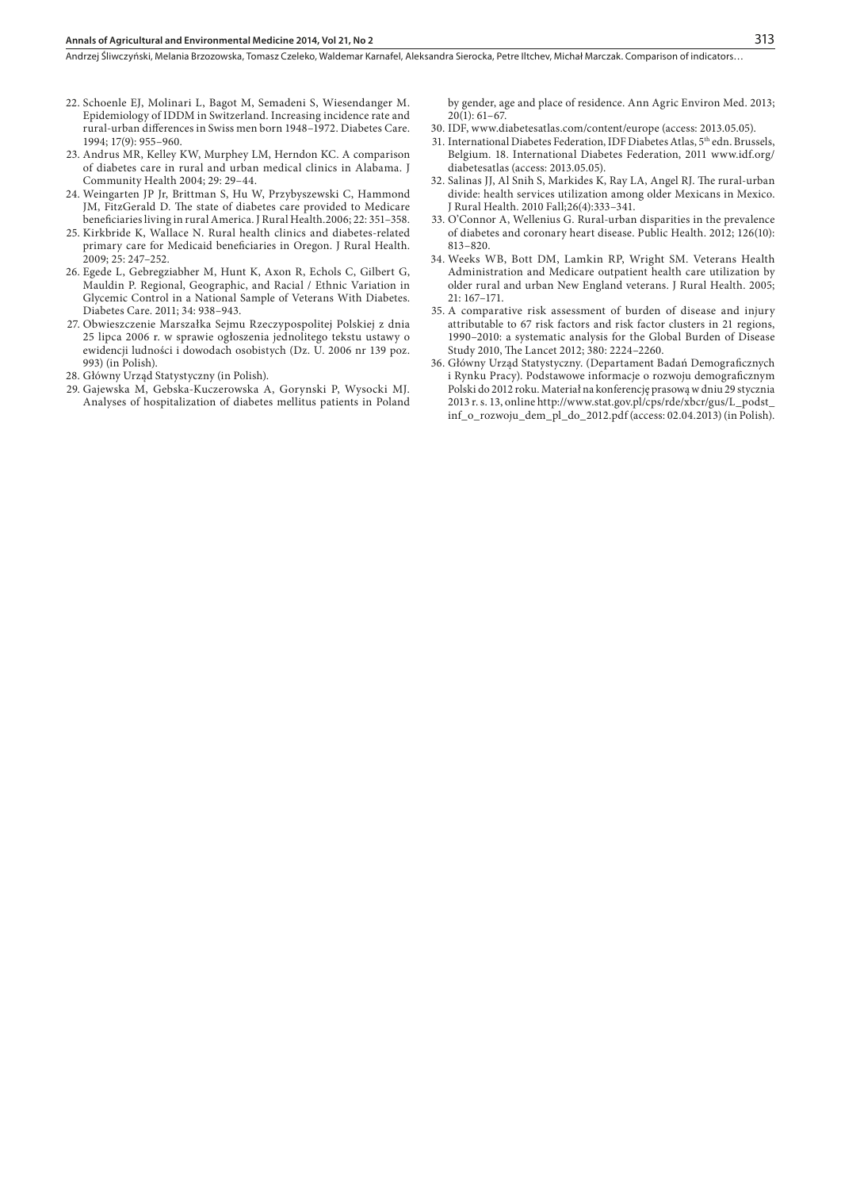22. Schoenle EJ, Molinari L, Bagot M, Semadeni S, Wiesendanger M. Epidemiology of IDDM in Switzerland. Increasing incidence rate and rural-urban differences in Swiss men born 1948–1972. Diabetes Care. 1994; 17(9): 955–960.
23. Andrus MR, Kelley KW, Murphey LM, Herndon KC. A comparison of diabetes care in rural and urban medical clinics in Alabama. J Community Health 2004; 29: 29–44.
24. Weingarten JP Jr, Brittman S, Hu W, Przybyszewski C, Hammond JM, FitzGerald D. The state of diabetes care provided to Medicare beneficiaries living in rural America. J Rural Health.2006; 22: 351–358.
25. Kirkbride K, Wallace N. Rural health clinics and diabetes-related primary care for Medicaid beneficiaries in Oregon. J Rural Health. 2009; 25: 247–252.
26. Egede L, Gebregziabher M, Hunt K, Axon R, Echols C, Gilbert G, Mauldin P. Regional, Geographic, and Racial / Ethnic Variation in Glycemic Control in a National Sample of Veterans With Diabetes. Diabetes Care. 2011; 34: 938–943.
27. Obwieszczenie Marszałka Sejmu Rzeczypospolitej Polskiej z dnia 25 lipca 2006 r. w sprawie ogłoszenia jednolitego tekstu ustawy o ewidencji ludności i dowodach osobistych (Dz. U. 2006 nr 139 poz. 993) (in Polish).
28. Główny Urząd Statystyczny (in Polish).
29. Gajewska M, Gebska-Kuczerowska A, Gorynski P, Wysocki MJ. Analyses of hospitalization of diabetes mellitus patients in Poland by gender, age and place of residence. Ann Agric Environ Med. 2013; 20(1): 61–67.
30. IDF, www.diabetesatlas.com/content/europe (access: 2013.05.05).
31. International Diabetes Federation, IDF Diabetes Atlas, 5th edn. Brussels, Belgium. 18. International Diabetes Federation, 2011 www.idf.org/diabetesatlas (access: 2013.05.05).
32. Salinas JJ, Al Snih S, Markides K, Ray LA, Angel RJ. The rural-urban divide: health services utilization among older Mexicans in Mexico. J Rural Health. 2010 Fall;26(4):333–341.
33. O'Connor A, Wellenius G. Rural-urban disparities in the prevalence of diabetes and coronary heart disease. Public Health. 2012; 126(10): 813–820.
34. Weeks WB, Bott DM, Lamkin RP, Wright SM. Veterans Health Administration and Medicare outpatient health care utilization by older rural and urban New England veterans. J Rural Health. 2005; 21: 167–171.
35. A comparative risk assessment of burden of disease and injury attributable to 67 risk factors and risk factor clusters in 21 regions, 1990–2010: a systematic analysis for the Global Burden of Disease Study 2010, The Lancet 2012; 380: 2224–2260.
36. Główny Urząd Statystyczny. (Departament Badań Demograficznych i Rynku Pracy). Podstawowe informacje o rozwoju demograficznym Polski do 2012 roku. Materiał na konferencję prasową w dniu 29 stycznia 2013 r. s. 13, online http://www.stat.gov.pl/cps/rde/xbcr/gus/L_podst_inf_o_rozwoju_dem_pl_do_2012.pdf (access: 02.04.2013) (in Polish).